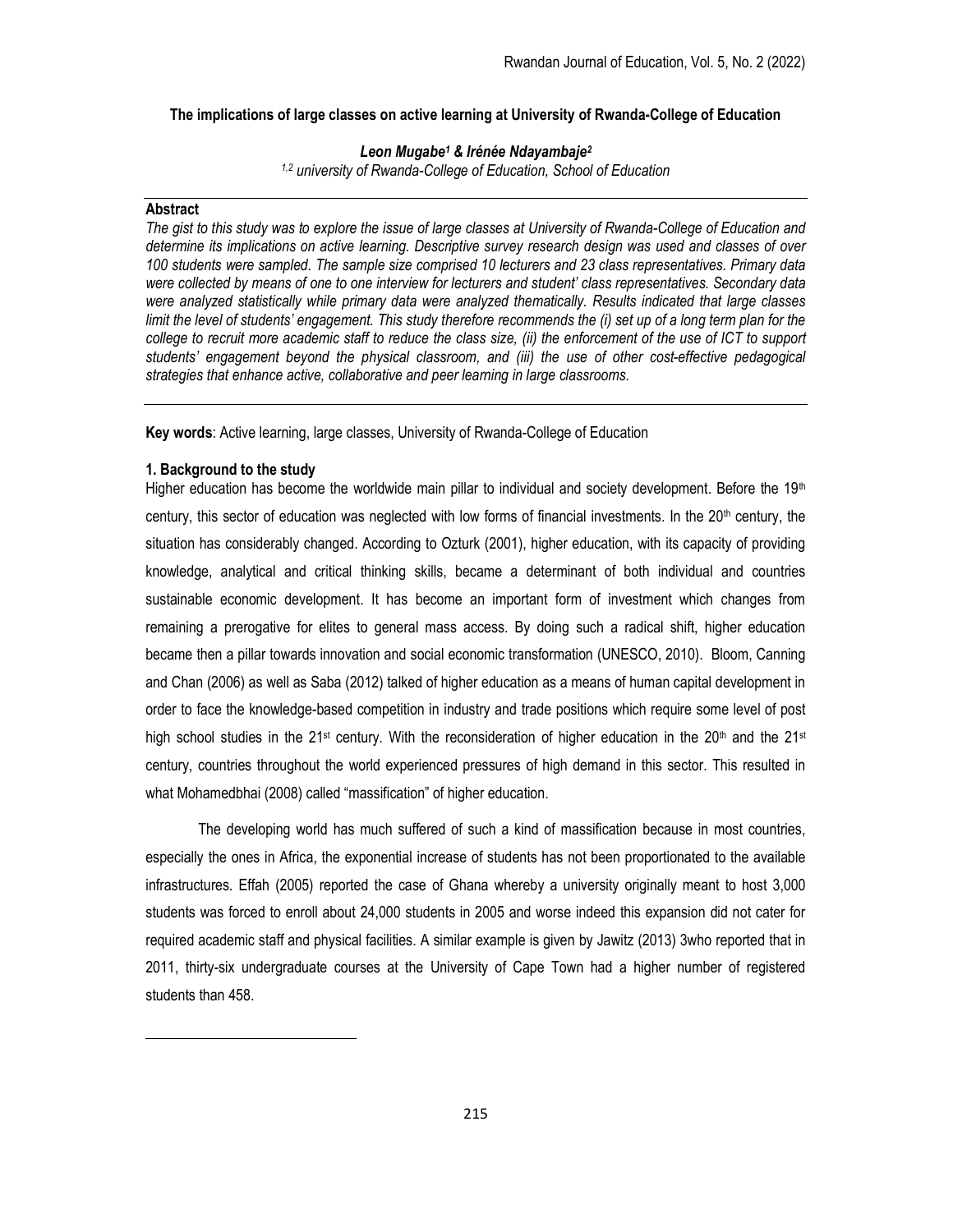# The implications of large classes on active learning at University of Rwanda-College of Education

***Leon Mugabe[1] & Irénée Ndayambaje[2]***

*[1,2] university of Rwanda-College of Education, School of Education*

**Abstract**

*The gist to this study was to explore the issue of large classes at University of Rwanda-College of Education and determine its implications on active learning. Descriptive survey research design was used and classes of over 100 students were sampled. The sample size comprised 10 lecturers and 23 class representatives. Primary data were collected by means of one to one interview for lecturers and student' class representatives. Secondary data were analyzed statistically while primary data were analyzed thematically. Results indicated that large classes limit the level of students' engagement. This study therefore recommends the (i) set up of a long term plan for the college to recruit more academic staff to reduce the class size, (ii) the enforcement of the use of ICT to support students' engagement beyond the physical classroom, and (iii) the use of other cost-effective pedagogical strategies that enhance active, collaborative and peer learning in large classrooms.*

**Key words**: Active learning, large classes, University of Rwanda-College of Education

## 1. Background to the study

Higher education has become the worldwide main pillar to individual and society development. Before the 19th century, this sector of education was neglected with low forms of financial investments. In the 20th century, the situation has considerably changed. According to Ozturk (2001), higher education, with its capacity of providing knowledge, analytical and critical thinking skills, became a determinant of both individual and countries sustainable economic development. It has become an important form of investment which changes from remaining a prerogative for elites to general mass access. By doing such a radical shift, higher education became then a pillar towards innovation and social economic transformation (UNESCO, 2010). Bloom, Canning and Chan (2006) as well as Saba (2012) talked of higher education as a means of human capital development in order to face the knowledge-based competition in industry and trade positions which require some level of post high school studies in the 21st century. With the reconsideration of higher education in the 20th and the 21st century, countries throughout the world experienced pressures of high demand in this sector. This resulted in what Mohamedbhai (2008) called "massification" of higher education.

The developing world has much suffered of such a kind of massification because in most countries, especially the ones in Africa, the exponential increase of students has not been proportionated to the available infrastructures. Effah (2005) reported the case of Ghana whereby a university originally meant to host 3,000 students was forced to enroll about 24,000 students in 2005 and worse indeed this expansion did not cater for required academic staff and physical facilities. A similar example is given by Jawitz (2013) 3who reported that in 2011, thirty-six undergraduate courses at the University of Cape Town had a higher number of registered students than 458.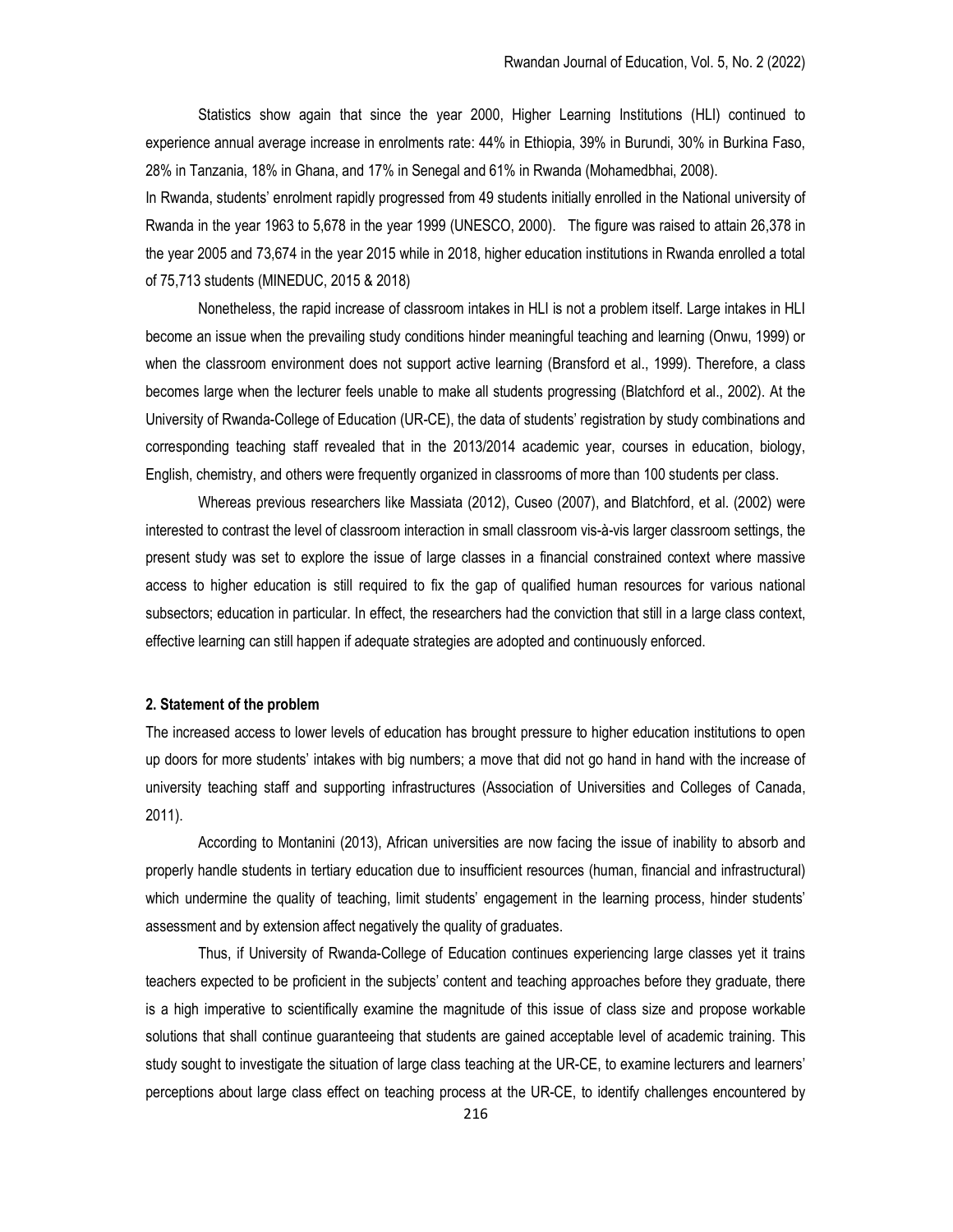Statistics show again that since the year 2000, Higher Learning Institutions (HLI) continued to experience annual average increase in enrolments rate: 44% in Ethiopia, 39% in Burundi, 30% in Burkina Faso, 28% in Tanzania, 18% in Ghana, and 17% in Senegal and 61% in Rwanda (Mohamedbhai, 2008).

In Rwanda, students' enrolment rapidly progressed from 49 students initially enrolled in the National university of Rwanda in the year 1963 to 5,678 in the year 1999 (UNESCO, 2000). The figure was raised to attain 26,378 in the year 2005 and 73,674 in the year 2015 while in 2018, higher education institutions in Rwanda enrolled a total of 75,713 students (MINEDUC, 2015 & 2018)

Nonetheless, the rapid increase of classroom intakes in HLI is not a problem itself. Large intakes in HLI become an issue when the prevailing study conditions hinder meaningful teaching and learning (Onwu, 1999) or when the classroom environment does not support active learning (Bransford et al., 1999). Therefore, a class becomes large when the lecturer feels unable to make all students progressing (Blatchford et al., 2002). At the University of Rwanda-College of Education (UR-CE), the data of students' registration by study combinations and corresponding teaching staff revealed that in the 2013/2014 academic year, courses in education, biology, English, chemistry, and others were frequently organized in classrooms of more than 100 students per class.

Whereas previous researchers like Massiata (2012), Cuseo (2007), and Blatchford, et al. (2002) were interested to contrast the level of classroom interaction in small classroom vis-à-vis larger classroom settings, the present study was set to explore the issue of large classes in a financial constrained context where massive access to higher education is still required to fix the gap of qualified human resources for various national subsectors; education in particular. In effect, the researchers had the conviction that still in a large class context, effective learning can still happen if adequate strategies are adopted and continuously enforced.

#### 2. Statement of the problem

The increased access to lower levels of education has brought pressure to higher education institutions to open up doors for more students' intakes with big numbers; a move that did not go hand in hand with the increase of university teaching staff and supporting infrastructures (Association of Universities and Colleges of Canada, 2011).

According to Montanini (2013), African universities are now facing the issue of inability to absorb and properly handle students in tertiary education due to insufficient resources (human, financial and infrastructural) which undermine the quality of teaching, limit students' engagement in the learning process, hinder students' assessment and by extension affect negatively the quality of graduates.

Thus, if University of Rwanda-College of Education continues experiencing large classes yet it trains teachers expected to be proficient in the subjects' content and teaching approaches before they graduate, there is a high imperative to scientifically examine the magnitude of this issue of class size and propose workable solutions that shall continue guaranteeing that students are gained acceptable level of academic training. This study sought to investigate the situation of large class teaching at the UR-CE, to examine lecturers and learners' perceptions about large class effect on teaching process at the UR-CE, to identify challenges encountered by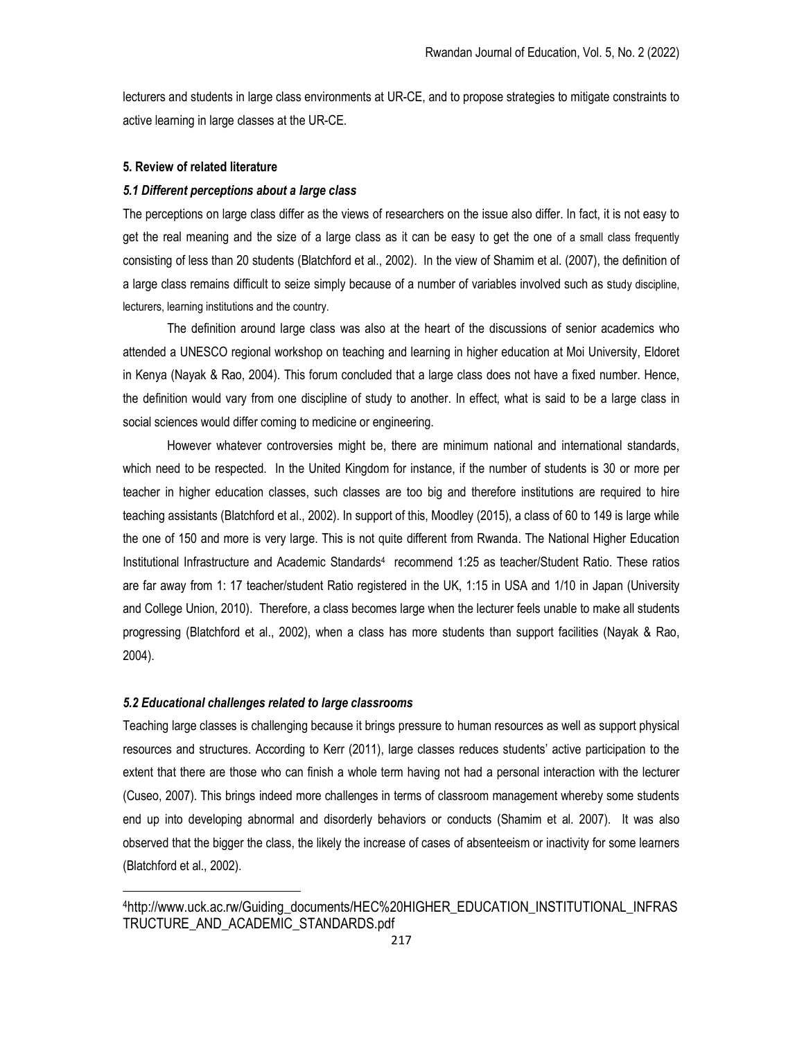lecturers and students in large class environments at UR-CE, and to propose strategies to mitigate constraints to active learning in large classes at the UR-CE.

## 5. Review of related literature

### *5.1 Different perceptions about a large class*

The perceptions on large class differ as the views of researchers on the issue also differ. In fact, it is not easy to get the real meaning and the size of a large class as it can be easy to get the one of a small class frequently consisting of less than 20 students (Blatchford et al., 2002). In the view of Shamim et al. (2007), the definition of a large class remains difficult to seize simply because of a number of variables involved such as study discipline, lecturers, learning institutions and the country.

The definition around large class was also at the heart of the discussions of senior academics who attended a UNESCO regional workshop on teaching and learning in higher education at Moi University, Eldoret in Kenya (Nayak & Rao, 2004). This forum concluded that a large class does not have a fixed number. Hence, the definition would vary from one discipline of study to another. In effect, what is said to be a large class in social sciences would differ coming to medicine or engineering.

However whatever controversies might be, there are minimum national and international standards, which need to be respected. In the United Kingdom for instance, if the number of students is 30 or more per teacher in higher education classes, such classes are too big and therefore institutions are required to hire teaching assistants (Blatchford et al., 2002). In support of this, Moodley (2015), a class of 60 to 149 is large while the one of 150 and more is very large. This is not quite different from Rwanda. The National Higher Education Institutional Infrastructure and Academic Standards[4] recommend 1:25 as teacher/Student Ratio. These ratios are far away from 1: 17 teacher/student Ratio registered in the UK, 1:15 in USA and 1/10 in Japan (University and College Union, 2010). Therefore, a class becomes large when the lecturer feels unable to make all students progressing (Blatchford et al., 2002), when a class has more students than support facilities (Nayak & Rao, 2004).

### *5.2 Educational challenges related to large classrooms*

Teaching large classes is challenging because it brings pressure to human resources as well as support physical resources and structures. According to Kerr (2011), large classes reduces students' active participation to the extent that there are those who can finish a whole term having not had a personal interaction with the lecturer (Cuseo, 2007). This brings indeed more challenges in terms of classroom management whereby some students end up into developing abnormal and disorderly behaviors or conducts (Shamim et al. 2007). It was also observed that the bigger the class, the likely the increase of cases of absenteeism or inactivity for some learners (Blatchford et al., 2002).

---

[4]http://www.uck.ac.rw/Guiding_documents/HEC%20HIGHER_EDUCATION_INSTITUTIONAL_INFRASTRUCTURE_AND_ACADEMIC_STANDARDS.pdf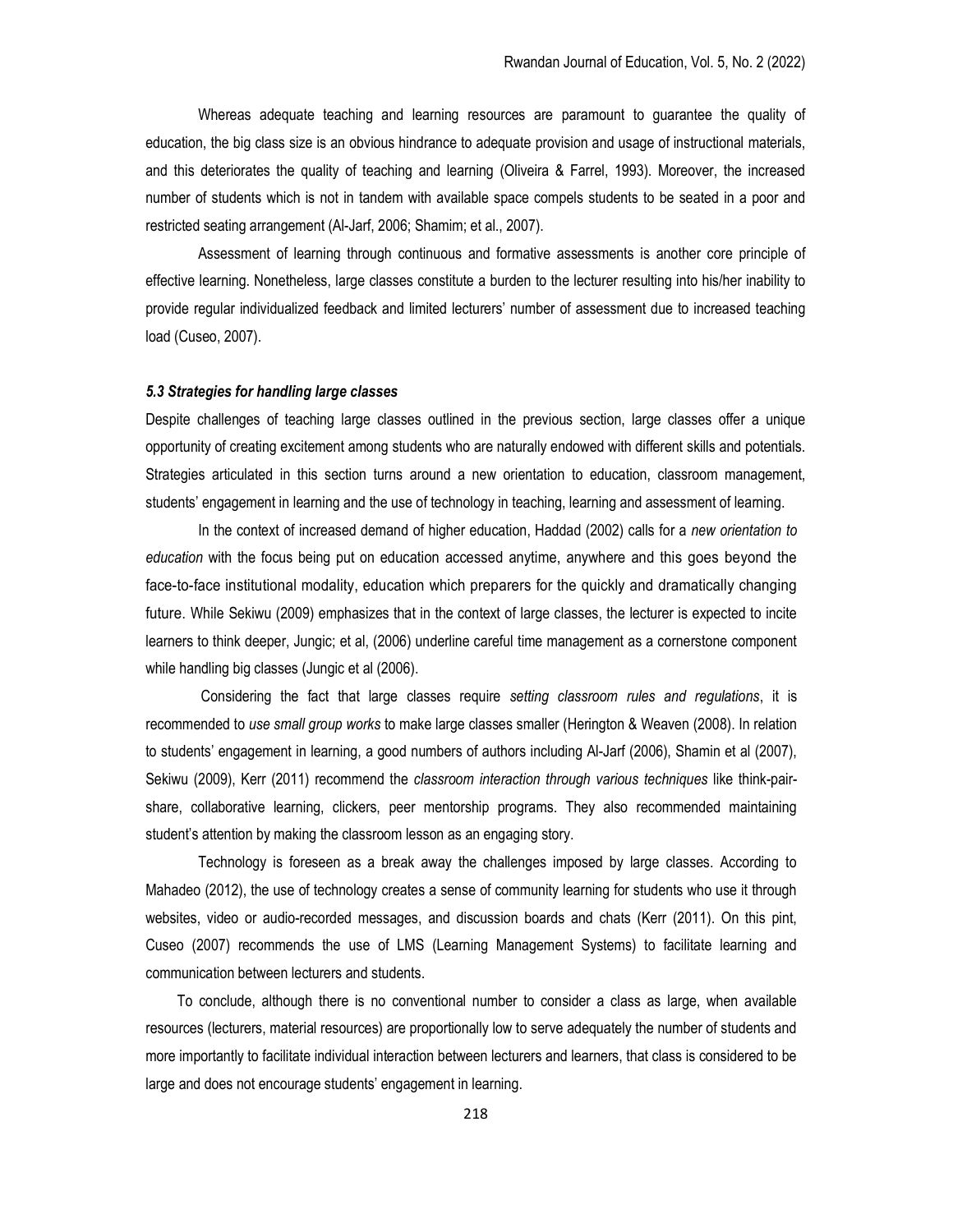Whereas adequate teaching and learning resources are paramount to guarantee the quality of education, the big class size is an obvious hindrance to adequate provision and usage of instructional materials, and this deteriorates the quality of teaching and learning (Oliveira & Farrel, 1993). Moreover, the increased number of students which is not in tandem with available space compels students to be seated in a poor and restricted seating arrangement (Al-Jarf, 2006; Shamim; et al., 2007).

Assessment of learning through continuous and formative assessments is another core principle of effective learning. Nonetheless, large classes constitute a burden to the lecturer resulting into his/her inability to provide regular individualized feedback and limited lecturers' number of assessment due to increased teaching load (Cuseo, 2007).

### *5.3 Strategies for handling large classes*

Despite challenges of teaching large classes outlined in the previous section, large classes offer a unique opportunity of creating excitement among students who are naturally endowed with different skills and potentials. Strategies articulated in this section turns around a new orientation to education, classroom management, students' engagement in learning and the use of technology in teaching, learning and assessment of learning.

In the context of increased demand of higher education, Haddad (2002) calls for a *new orientation to education* with the focus being put on education accessed anytime, anywhere and this goes beyond the face-to-face institutional modality, education which preparers for the quickly and dramatically changing future. While Sekiwu (2009) emphasizes that in the context of large classes, the lecturer is expected to incite learners to think deeper, Jungic; et al, (2006) underline careful time management as a cornerstone component while handling big classes (Jungic et al (2006).

Considering the fact that large classes require *setting classroom rules and regulations*, it is recommended to *use small group works* to make large classes smaller (Herington & Weaven (2008). In relation to students' engagement in learning, a good numbers of authors including Al-Jarf (2006), Shamin et al (2007), Sekiwu (2009), Kerr (2011) recommend the *classroom interaction through various techniques* like think-pair-share, collaborative learning, clickers, peer mentorship programs. They also recommended maintaining student's attention by making the classroom lesson as an engaging story.

Technology is foreseen as a break away the challenges imposed by large classes. According to Mahadeo (2012), the use of technology creates a sense of community learning for students who use it through websites, video or audio-recorded messages, and discussion boards and chats (Kerr (2011). On this pint, Cuseo (2007) recommends the use of LMS (Learning Management Systems) to facilitate learning and communication between lecturers and students.

To conclude, although there is no conventional number to consider a class as large, when available resources (lecturers, material resources) are proportionally low to serve adequately the number of students and more importantly to facilitate individual interaction between lecturers and learners, that class is considered to be large and does not encourage students' engagement in learning.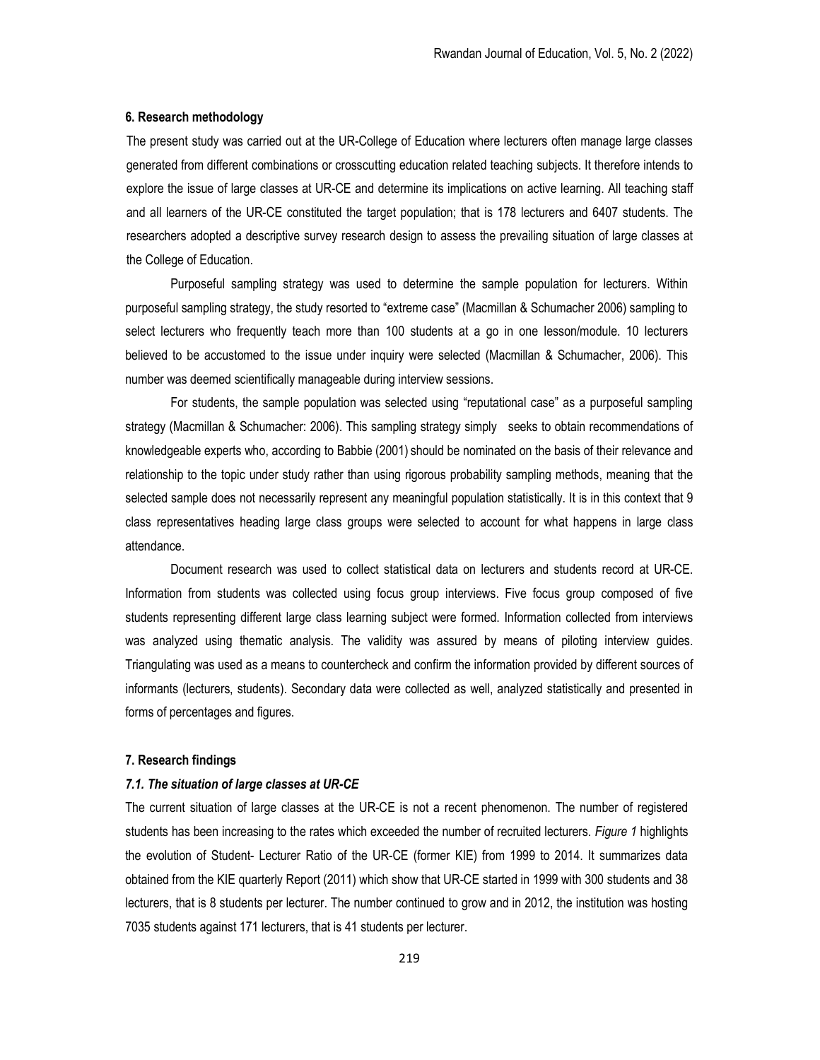#### 6. Research methodology

The present study was carried out at the UR-College of Education where lecturers often manage large classes generated from different combinations or crosscutting education related teaching subjects. It therefore intends to explore the issue of large classes at UR-CE and determine its implications on active learning. All teaching staff and all learners of the UR-CE constituted the target population; that is 178 lecturers and 6407 students. The researchers adopted a descriptive survey research design to assess the prevailing situation of large classes at the College of Education.

Purposeful sampling strategy was used to determine the sample population for lecturers. Within purposeful sampling strategy, the study resorted to "extreme case" (Macmillan & Schumacher 2006) sampling to select lecturers who frequently teach more than 100 students at a go in one lesson/module. 10 lecturers believed to be accustomed to the issue under inquiry were selected (Macmillan & Schumacher, 2006). This number was deemed scientifically manageable during interview sessions.

For students, the sample population was selected using "reputational case" as a purposeful sampling strategy (Macmillan & Schumacher: 2006). This sampling strategy simply seeks to obtain recommendations of knowledgeable experts who, according to Babbie (2001) should be nominated on the basis of their relevance and relationship to the topic under study rather than using rigorous probability sampling methods, meaning that the selected sample does not necessarily represent any meaningful population statistically. It is in this context that 9 class representatives heading large class groups were selected to account for what happens in large class attendance.

Document research was used to collect statistical data on lecturers and students record at UR-CE. Information from students was collected using focus group interviews. Five focus group composed of five students representing different large class learning subject were formed. Information collected from interviews was analyzed using thematic analysis. The validity was assured by means of piloting interview guides. Triangulating was used as a means to countercheck and confirm the information provided by different sources of informants (lecturers, students). Secondary data were collected as well, analyzed statistically and presented in forms of percentages and figures.

#### 7. Research findings

##### *7.1. The situation of large classes at UR-CE*

The current situation of large classes at the UR-CE is not a recent phenomenon. The number of registered students has been increasing to the rates which exceeded the number of recruited lecturers. *Figure 1* highlights the evolution of Student- Lecturer Ratio of the UR-CE (former KIE) from 1999 to 2014. It summarizes data obtained from the KIE quarterly Report (2011) which show that UR-CE started in 1999 with 300 students and 38 lecturers, that is 8 students per lecturer. The number continued to grow and in 2012, the institution was hosting 7035 students against 171 lecturers, that is 41 students per lecturer.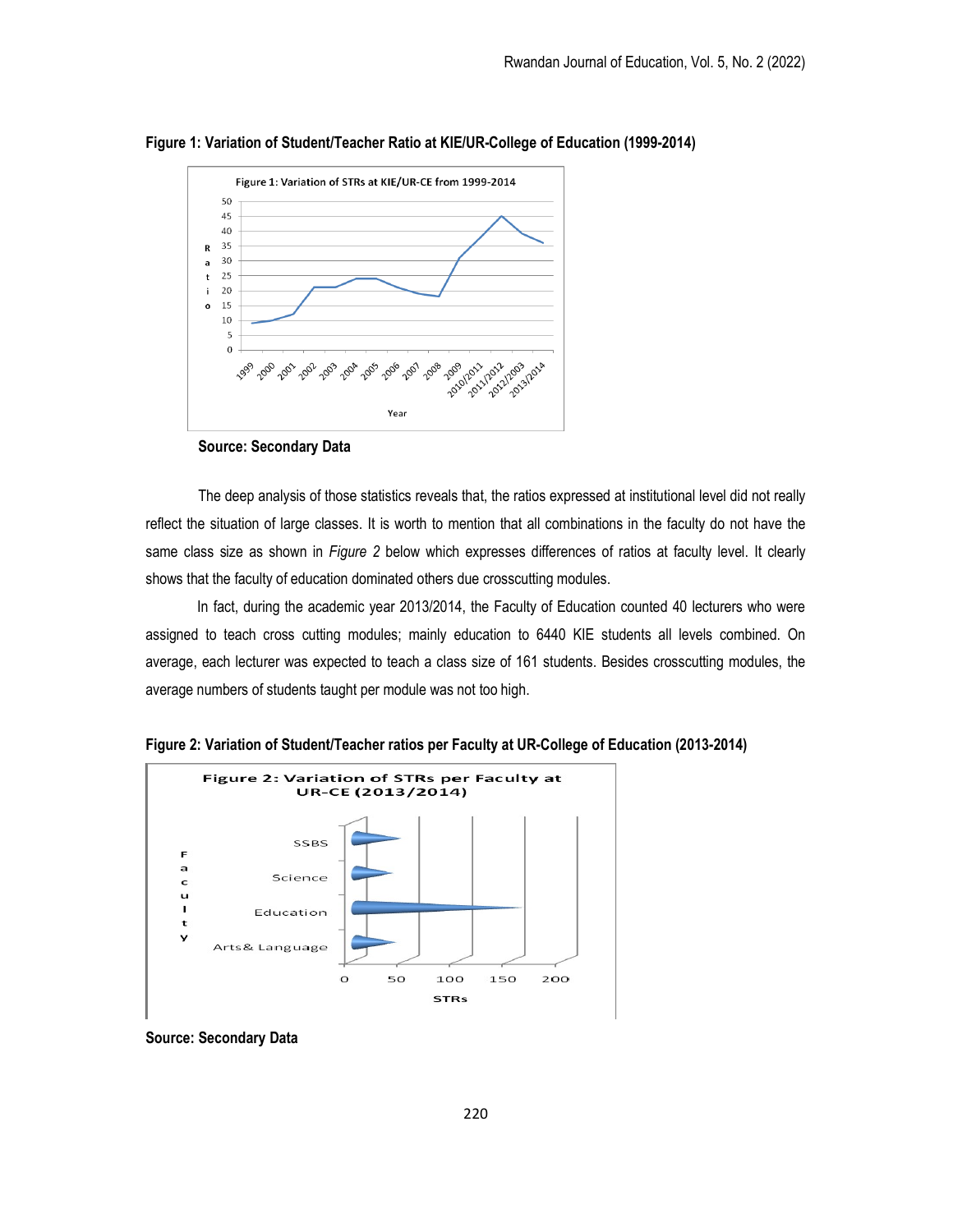**Figure 1: Variation of Student/Teacher Ratio at KIE/UR-College of Education (1999-2014)**

**Source: Secondary Data**

The deep analysis of those statistics reveals that, the ratios expressed at institutional level did not really reflect the situation of large classes. It is worth to mention that all combinations in the faculty do not have the same class size as shown in *Figure 2* below which expresses differences of ratios at faculty level. It clearly shows that the faculty of education dominated others due crosscutting modules.

In fact, during the academic year 2013/2014, the Faculty of Education counted 40 lecturers who were assigned to teach cross cutting modules; mainly education to 6440 KIE students all levels combined. On average, each lecturer was expected to teach a class size of 161 students. Besides crosscutting modules, the average numbers of students taught per module was not too high.

**Figure 2: Variation of Student/Teacher ratios per Faculty at UR-College of Education (2013-2014)**

**Source: Secondary Data**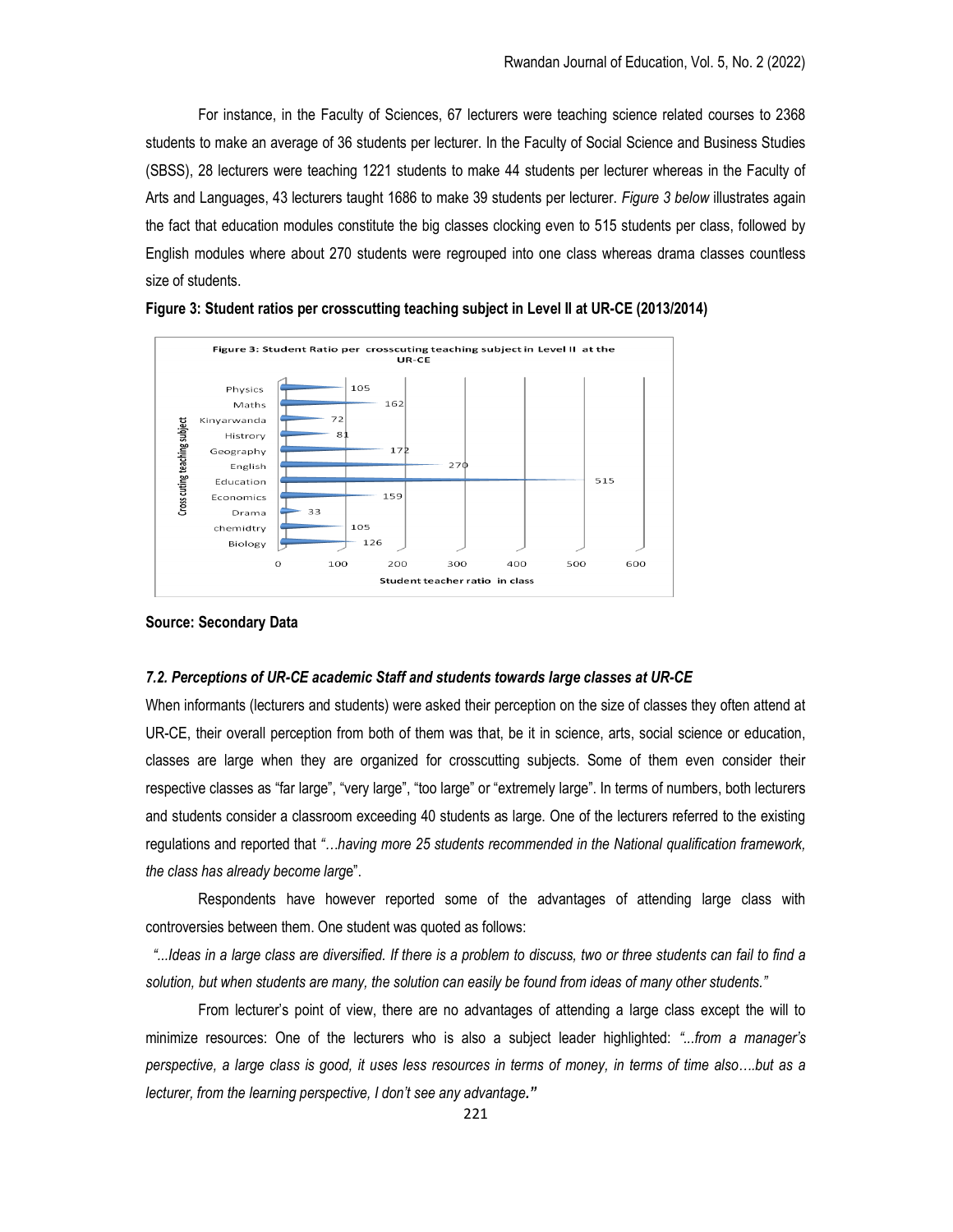For instance, in the Faculty of Sciences, 67 lecturers were teaching science related courses to 2368 students to make an average of 36 students per lecturer. In the Faculty of Social Science and Business Studies (SBSS), 28 lecturers were teaching 1221 students to make 44 students per lecturer whereas in the Faculty of Arts and Languages, 43 lecturers taught 1686 to make 39 students per lecturer. *Figure 3 below* illustrates again the fact that education modules constitute the big classes clocking even to 515 students per class, followed by English modules where about 270 students were regrouped into one class whereas drama classes countless size of students.

**Figure 3: Student ratios per crosscutting teaching subject in Level II at UR-CE (2013/2014)**

| Cross cutting teaching subject | Student teacher ratio in class |
| --- | --- |
| Physics | 105 |
| Maths | 162 |
| Kinyarwanda | 72 |
| Histrory | 81 |
| Geography | 172 |
| English | 270 |
| Education | 515 |
| Economics | 159 |
| Drama | 33 |
| chemidtry | 105 |
| Biology | 126 |

**Source: Secondary Data**

### *7.2. Perceptions of UR-CE academic Staff and students towards large classes at UR-CE*

When informants (lecturers and students) were asked their perception on the size of classes they often attend at UR-CE, their overall perception from both of them was that, be it in science, arts, social science or education, classes are large when they are organized for crosscutting subjects. Some of them even consider their respective classes as "far large", "very large", "too large" or "extremely large". In terms of numbers, both lecturers and students consider a classroom exceeding 40 students as large. One of the lecturers referred to the existing regulations and reported that *"…having more 25 students recommended in the National qualification framework, the class has already become large*".

Respondents have however reported some of the advantages of attending large class with controversies between them. One student was quoted as follows:

*"...Ideas in a large class are diversified. If there is a problem to discuss, two or three students can fail to find a solution, but when students are many, the solution can easily be found from ideas of many other students."*

From lecturer's point of view, there are no advantages of attending a large class except the will to minimize resources: One of the lecturers who is also a subject leader highlighted: *"...from a manager's perspective, a large class is good, it uses less resources in terms of money, in terms of time also….but as a lecturer, from the learning perspective, I don't see any advantage."*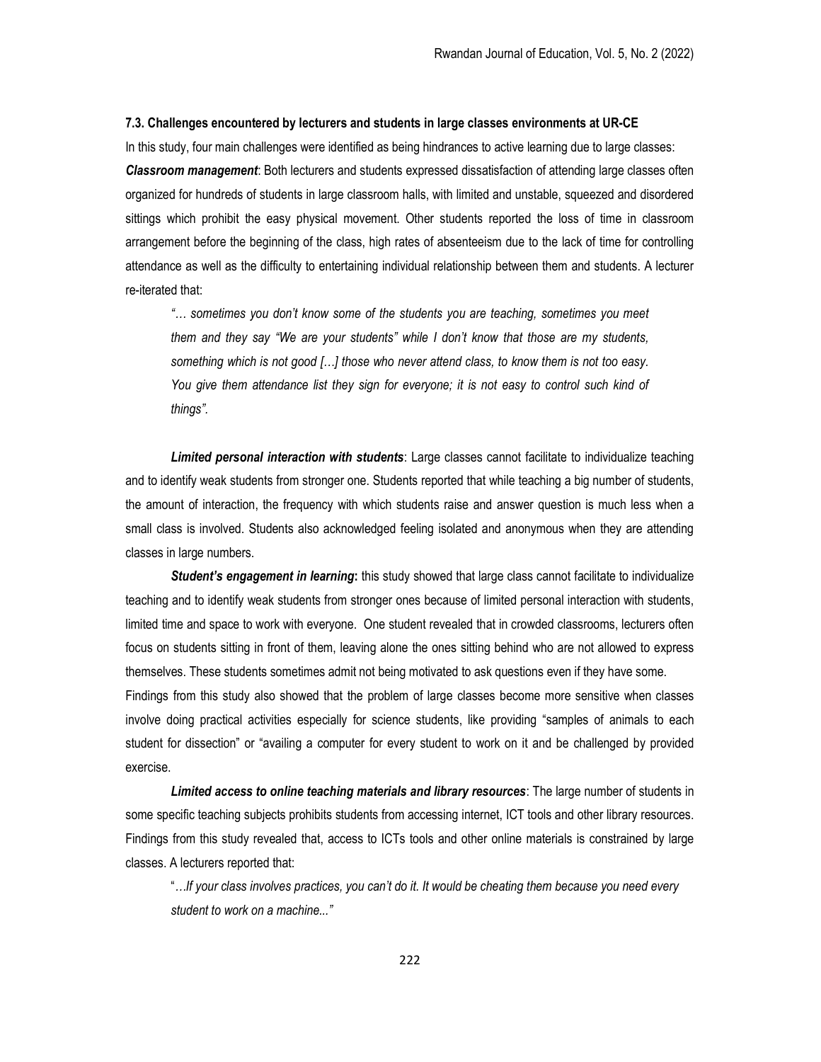### 7.3. Challenges encountered by lecturers and students in large classes environments at UR-CE

In this study, four main challenges were identified as being hindrances to active learning due to large classes:

***Classroom management***: Both lecturers and students expressed dissatisfaction of attending large classes often organized for hundreds of students in large classroom halls, with limited and unstable, squeezed and disordered sittings which prohibit the easy physical movement. Other students reported the loss of time in classroom arrangement before the beginning of the class, high rates of absenteeism due to the lack of time for controlling attendance as well as the difficulty to entertaining individual relationship between them and students. A lecturer re-iterated that:

> *"… sometimes you don't know some of the students you are teaching, sometimes you meet them and they say "We are your students" while I don't know that those are my students, something which is not good […] those who never attend class, to know them is not too easy. You give them attendance list they sign for everyone; it is not easy to control such kind of things".*

***Limited personal interaction with students***: Large classes cannot facilitate to individualize teaching and to identify weak students from stronger one. Students reported that while teaching a big number of students, the amount of interaction, the frequency with which students raise and answer question is much less when a small class is involved. Students also acknowledged feeling isolated and anonymous when they are attending classes in large numbers.

***Student's engagement in learning*****:** this study showed that large class cannot facilitate to individualize teaching and to identify weak students from stronger ones because of limited personal interaction with students, limited time and space to work with everyone. One student revealed that in crowded classrooms, lecturers often focus on students sitting in front of them, leaving alone the ones sitting behind who are not allowed to express themselves. These students sometimes admit not being motivated to ask questions even if they have some.

Findings from this study also showed that the problem of large classes become more sensitive when classes involve doing practical activities especially for science students, like providing "samples of animals to each student for dissection" or "availing a computer for every student to work on it and be challenged by provided exercise.

***Limited access to online teaching materials and library resources***: The large number of students in some specific teaching subjects prohibits students from accessing internet, ICT tools and other library resources. Findings from this study revealed that, access to ICTs tools and other online materials is constrained by large classes. A lecturers reported that:

> "*…If your class involves practices, you can't do it. It would be cheating them because you need every student to work on a machine..."*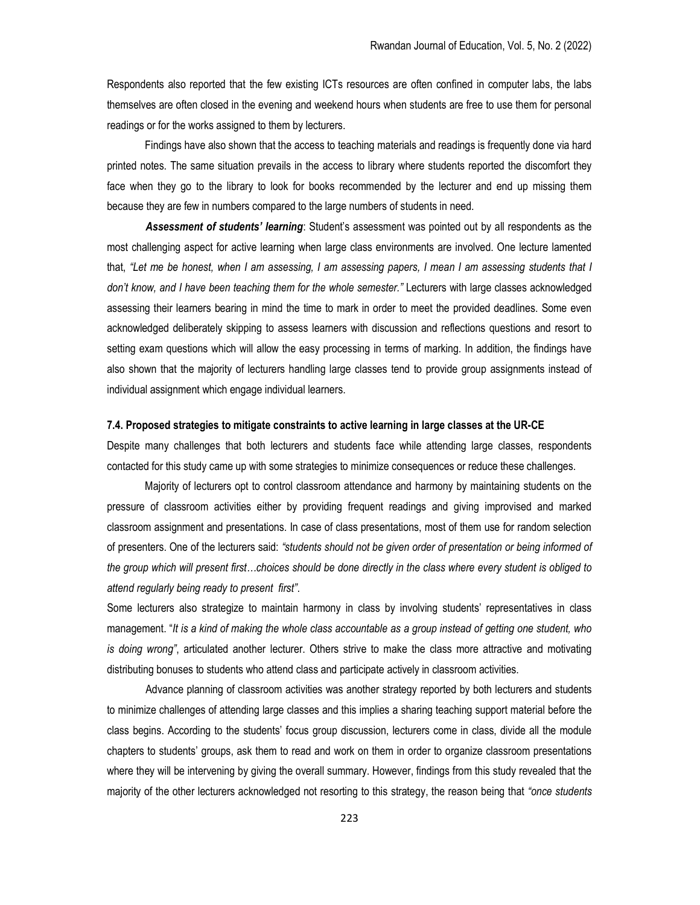Respondents also reported that the few existing ICTs resources are often confined in computer labs, the labs themselves are often closed in the evening and weekend hours when students are free to use them for personal readings or for the works assigned to them by lecturers.

Findings have also shown that the access to teaching materials and readings is frequently done via hard printed notes. The same situation prevails in the access to library where students reported the discomfort they face when they go to the library to look for books recommended by the lecturer and end up missing them because they are few in numbers compared to the large numbers of students in need.

***Assessment of students' learning***: Student's assessment was pointed out by all respondents as the most challenging aspect for active learning when large class environments are involved. One lecture lamented that, *"Let me be honest, when I am assessing, I am assessing papers, I mean I am assessing students that I don't know, and I have been teaching them for the whole semester."* Lecturers with large classes acknowledged assessing their learners bearing in mind the time to mark in order to meet the provided deadlines. Some even acknowledged deliberately skipping to assess learners with discussion and reflections questions and resort to setting exam questions which will allow the easy processing in terms of marking. In addition, the findings have also shown that the majority of lecturers handling large classes tend to provide group assignments instead of individual assignment which engage individual learners.

### 7.4. Proposed strategies to mitigate constraints to active learning in large classes at the UR-CE

Despite many challenges that both lecturers and students face while attending large classes, respondents contacted for this study came up with some strategies to minimize consequences or reduce these challenges.

Majority of lecturers opt to control classroom attendance and harmony by maintaining students on the pressure of classroom activities either by providing frequent readings and giving improvised and marked classroom assignment and presentations. In case of class presentations, most of them use for random selection of presenters. One of the lecturers said: *"students should not be given order of presentation or being informed of the group which will present first…choices should be done directly in the class where every student is obliged to attend regularly being ready to present first"*.

Some lecturers also strategize to maintain harmony in class by involving students' representatives in class management. "*It is a kind of making the whole class accountable as a group instead of getting one student, who is doing wrong"*, articulated another lecturer. Others strive to make the class more attractive and motivating distributing bonuses to students who attend class and participate actively in classroom activities.

Advance planning of classroom activities was another strategy reported by both lecturers and students to minimize challenges of attending large classes and this implies a sharing teaching support material before the class begins. According to the students' focus group discussion, lecturers come in class, divide all the module chapters to students' groups, ask them to read and work on them in order to organize classroom presentations where they will be intervening by giving the overall summary. However, findings from this study revealed that the majority of the other lecturers acknowledged not resorting to this strategy, the reason being that *"once students*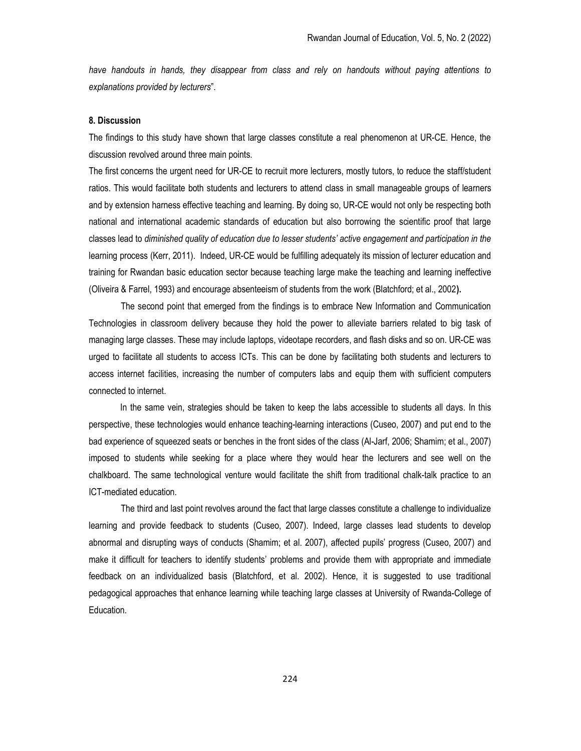*have handouts in hands, they disappear from class and rely on handouts without paying attentions to explanations provided by lecturers*".

**8. Discussion**

The findings to this study have shown that large classes constitute a real phenomenon at UR-CE. Hence, the discussion revolved around three main points.

The first concerns the urgent need for UR-CE to recruit more lecturers, mostly tutors, to reduce the staff/student ratios. This would facilitate both students and lecturers to attend class in small manageable groups of learners and by extension harness effective teaching and learning. By doing so, UR-CE would not only be respecting both national and international academic standards of education but also borrowing the scientific proof that large classes lead to *diminished quality of education due to lesser students' active engagement and participation in the* learning process (Kerr, 2011). Indeed, UR-CE would be fulfilling adequately its mission of lecturer education and training for Rwandan basic education sector because teaching large make the teaching and learning ineffective (Oliveira & Farrel, 1993) and encourage absenteeism of students from the work (Blatchford; et al., 2002**).**

The second point that emerged from the findings is to embrace New Information and Communication Technologies in classroom delivery because they hold the power to alleviate barriers related to big task of managing large classes. These may include laptops, videotape recorders, and flash disks and so on. UR-CE was urged to facilitate all students to access ICTs. This can be done by facilitating both students and lecturers to access internet facilities, increasing the number of computers labs and equip them with sufficient computers connected to internet.

In the same vein, strategies should be taken to keep the labs accessible to students all days. In this perspective, these technologies would enhance teaching-learning interactions (Cuseo, 2007) and put end to the bad experience of squeezed seats or benches in the front sides of the class (Al-Jarf, 2006; Shamim; et al., 2007) imposed to students while seeking for a place where they would hear the lecturers and see well on the chalkboard. The same technological venture would facilitate the shift from traditional chalk-talk practice to an ICT-mediated education.

The third and last point revolves around the fact that large classes constitute a challenge to individualize learning and provide feedback to students (Cuseo, 2007). Indeed, large classes lead students to develop abnormal and disrupting ways of conducts (Shamim; et al. 2007), affected pupils' progress (Cuseo, 2007) and make it difficult for teachers to identify students' problems and provide them with appropriate and immediate feedback on an individualized basis (Blatchford, et al. 2002). Hence, it is suggested to use traditional pedagogical approaches that enhance learning while teaching large classes at University of Rwanda-College of Education.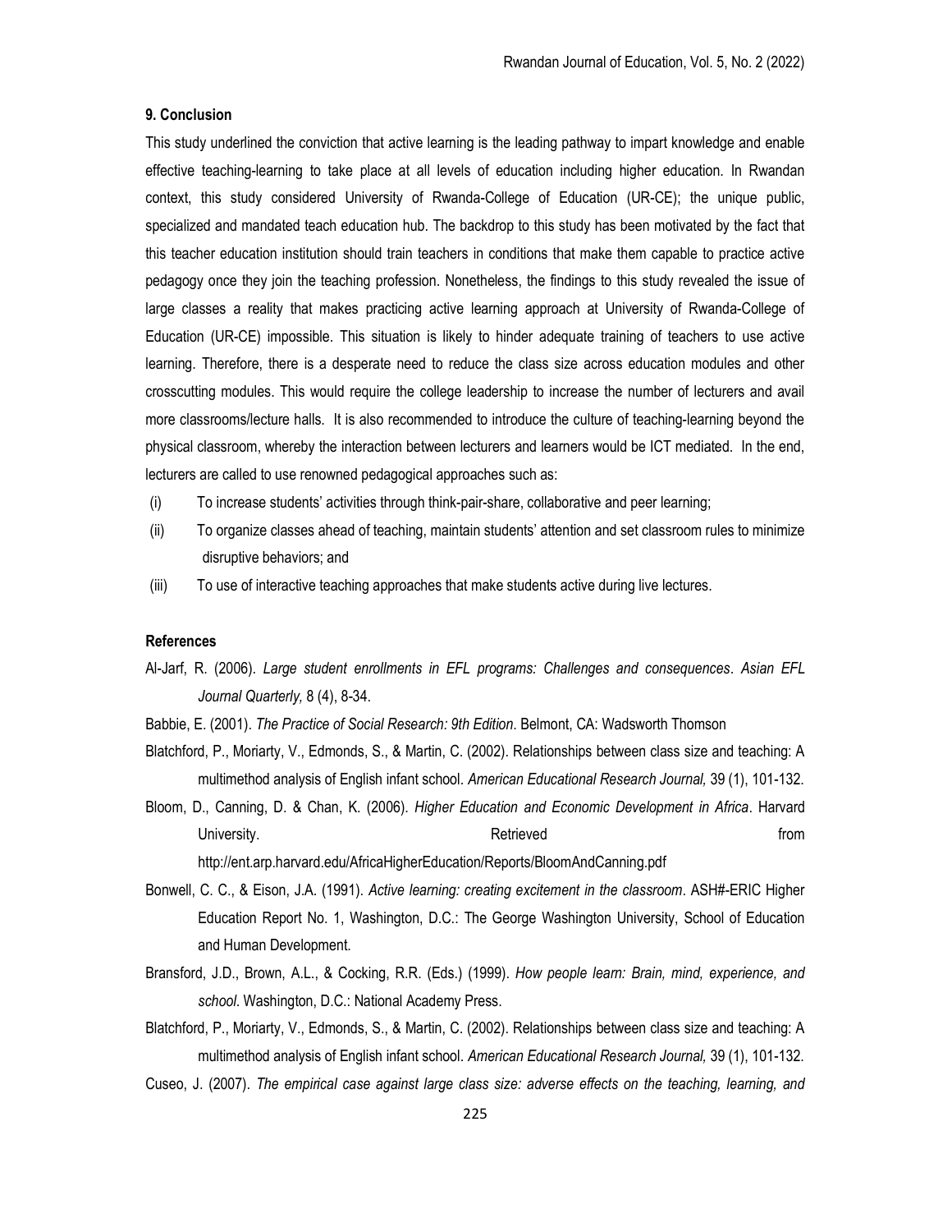## 9. Conclusion

This study underlined the conviction that active learning is the leading pathway to impart knowledge and enable effective teaching-learning to take place at all levels of education including higher education. In Rwandan context, this study considered University of Rwanda-College of Education (UR-CE); the unique public, specialized and mandated teach education hub. The backdrop to this study has been motivated by the fact that this teacher education institution should train teachers in conditions that make them capable to practice active pedagogy once they join the teaching profession. Nonetheless, the findings to this study revealed the issue of large classes a reality that makes practicing active learning approach at University of Rwanda-College of Education (UR-CE) impossible. This situation is likely to hinder adequate training of teachers to use active learning. Therefore, there is a desperate need to reduce the class size across education modules and other crosscutting modules. This would require the college leadership to increase the number of lecturers and avail more classrooms/lecture halls. It is also recommended to introduce the culture of teaching-learning beyond the physical classroom, whereby the interaction between lecturers and learners would be ICT mediated. In the end, lecturers are called to use renowned pedagogical approaches such as:

(i) To increase students' activities through think-pair-share, collaborative and peer learning;

(ii) To organize classes ahead of teaching, maintain students' attention and set classroom rules to minimize disruptive behaviors; and

(iii) To use of interactive teaching approaches that make students active during live lectures.

## References

Al-Jarf, R. (2006). *Large student enrollments in EFL programs: Challenges and consequences*. *Asian EFL Journal Quarterly,* 8 (4), 8-34.

Babbie, E. (2001). *The Practice of Social Research: 9th Edition*. Belmont, CA: Wadsworth Thomson

Blatchford, P., Moriarty, V., Edmonds, S., & Martin, C. (2002). Relationships between class size and teaching: A multimethod analysis of English infant school. *American Educational Research Journal,* 39 (1), 101-132.

Bloom, D., Canning, D. & Chan, K. (2006). *Higher Education and Economic Development in Africa*. Harvard University. Retrieved from http://ent.arp.harvard.edu/AfricaHigherEducation/Reports/BloomAndCanning.pdf

Bonwell, C. C., & Eison, J.A. (1991). *Active learning: creating excitement in the classroom*. ASH#-ERIC Higher Education Report No. 1, Washington, D.C.: The George Washington University, School of Education and Human Development.

Bransford, J.D., Brown, A.L., & Cocking, R.R. (Eds.) (1999). *How people learn: Brain, mind, experience, and school*. Washington, D.C.: National Academy Press.

Blatchford, P., Moriarty, V., Edmonds, S., & Martin, C. (2002). Relationships between class size and teaching: A multimethod analysis of English infant school. *American Educational Research Journal,* 39 (1), 101-132.

Cuseo, J. (2007). *The empirical case against large class size: adverse effects on the teaching, learning, and*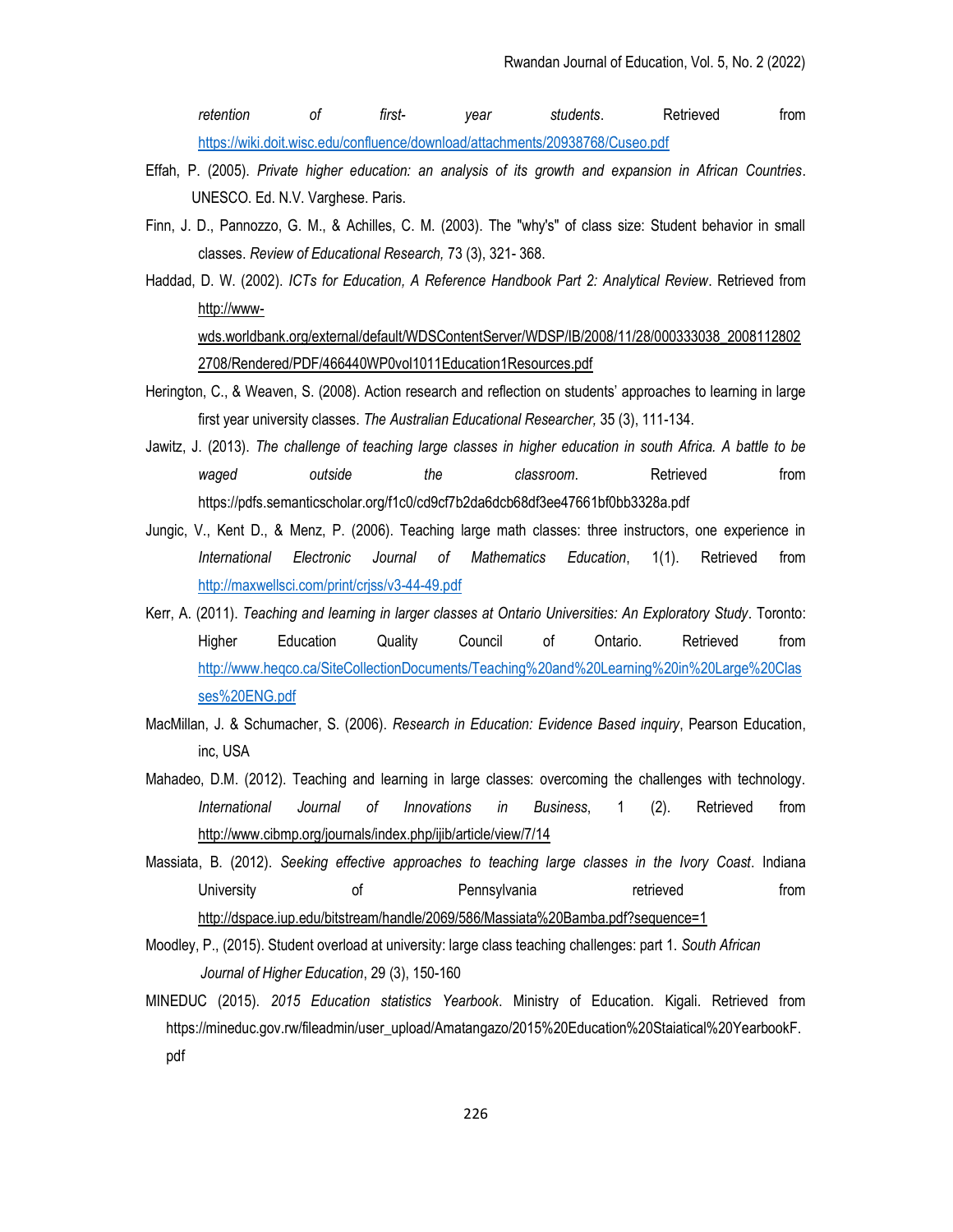*retention of first- year students*. Retrieved from https://wiki.doit.wisc.edu/confluence/download/attachments/20938768/Cuseo.pdf

Effah, P. (2005). *Private higher education: an analysis of its growth and expansion in African Countries*. UNESCO. Ed. N.V. Varghese. Paris.

Finn, J. D., Pannozzo, G. M., & Achilles, C. M. (2003). The "why's" of class size: Student behavior in small classes. *Review of Educational Research,* 73 (3), 321- 368.

Haddad, D. W. (2002). *ICTs for Education, A Reference Handbook Part 2: Analytical Review*. Retrieved from http://www-wds.worldbank.org/external/default/WDSContentServer/WDSP/IB/2008/11/28/000333038_20081128022708/Rendered/PDF/466440WP0vol1011Education1Resources.pdf

Herington, C., & Weaven, S. (2008). Action research and reflection on students' approaches to learning in large first year university classes. *The Australian Educational Researcher,* 35 (3), 111-134.

Jawitz, J. (2013). *The challenge of teaching large classes in higher education in south Africa. A battle to be waged outside the classroom*. Retrieved from https://pdfs.semanticscholar.org/f1c0/cd9cf7b2da6dcb68df3ee47661bf0bb3328a.pdf

Jungic, V., Kent D., & Menz, P. (2006). Teaching large math classes: three instructors, one experience in *International Electronic Journal of Mathematics Education*, 1(1). Retrieved from http://maxwellsci.com/print/crjss/v3-44-49.pdf

Kerr, A. (2011). *Teaching and learning in larger classes at Ontario Universities: An Exploratory Study*. Toronto: Higher Education Quality Council of Ontario. Retrieved from http://www.heqco.ca/SiteCollectionDocuments/Teaching%20and%20Learning%20in%20Large%20Classes%20ENG.pdf

MacMillan, J. & Schumacher, S. (2006). *Research in Education: Evidence Based inquiry*, Pearson Education, inc, USA

Mahadeo, D.M. (2012). Teaching and learning in large classes: overcoming the challenges with technology. *International Journal of Innovations in Business*, 1 (2). Retrieved from http://www.cibmp.org/journals/index.php/ijib/article/view/7/14

Massiata, B. (2012). *Seeking effective approaches to teaching large classes in the Ivory Coast*. Indiana University of Pennsylvania retrieved from http://dspace.iup.edu/bitstream/handle/2069/586/Massiata%20Bamba.pdf?sequence=1

Moodley, P., (2015). Student overload at university: large class teaching challenges: part 1. *South African Journal of Higher Education*, 29 (3), 150-160

MINEDUC (2015). *2015 Education statistics Yearbook*. Ministry of Education. Kigali. Retrieved from https://mineduc.gov.rw/fileadmin/user_upload/Amatangazo/2015%20Education%20Staiatical%20YearbookF.pdf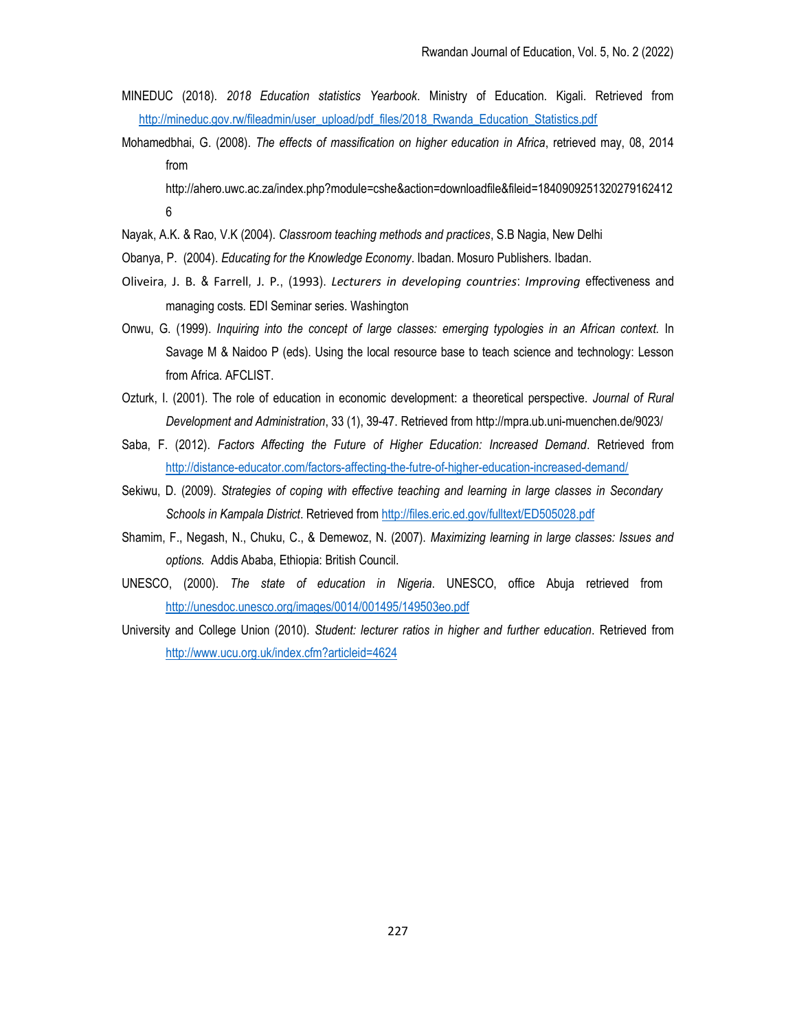MINEDUC (2018). *2018 Education statistics Yearbook*. Ministry of Education. Kigali. Retrieved from http://mineduc.gov.rw/fileadmin/user_upload/pdf_files/2018_Rwanda_Education_Statistics.pdf

Mohamedbhai, G. (2008). *The effects of massification on higher education in Africa*, retrieved may, 08, 2014 from http://ahero.uwc.ac.za/index.php?module=cshe&action=downloadfile&fileid=18409092513202791624126

Nayak, A.K. & Rao, V.K (2004). *Classroom teaching methods and practices*, S.B Nagia, New Delhi

Obanya, P. (2004). *Educating for the Knowledge Economy*. Ibadan. Mosuro Publishers. Ibadan.

Oliveira, J. B. & Farrell, J. P., (1993). *Lecturers in developing countries*: *Improving* effectiveness and managing costs. EDI Seminar series. Washington

Onwu, G. (1999). *Inquiring into the concept of large classes: emerging typologies in an African context.* In Savage M & Naidoo P (eds). Using the local resource base to teach science and technology: Lesson from Africa. AFCLIST.

Ozturk, I. (2001). The role of education in economic development: a theoretical perspective. *Journal of Rural Development and Administration*, 33 (1), 39-47. Retrieved from http://mpra.ub.uni-muenchen.de/9023/

Saba, F. (2012). *Factors Affecting the Future of Higher Education: Increased Demand*. Retrieved from http://distance-educator.com/factors-affecting-the-futre-of-higher-education-increased-demand/

Sekiwu, D. (2009). *Strategies of coping with effective teaching and learning in large classes in Secondary Schools in Kampala District*. Retrieved from http://files.eric.ed.gov/fulltext/ED505028.pdf

Shamim, F., Negash, N., Chuku, C., & Demewoz, N. (2007). *Maximizing learning in large classes: Issues and options.* Addis Ababa, Ethiopia: British Council.

UNESCO, (2000). *The state of education in Nigeria*. UNESCO, office Abuja retrieved from http://unesdoc.unesco.org/images/0014/001495/149503eo.pdf

University and College Union (2010). *Student: lecturer ratios in higher and further education*. Retrieved from http://www.ucu.org.uk/index.cfm?articleid=4624